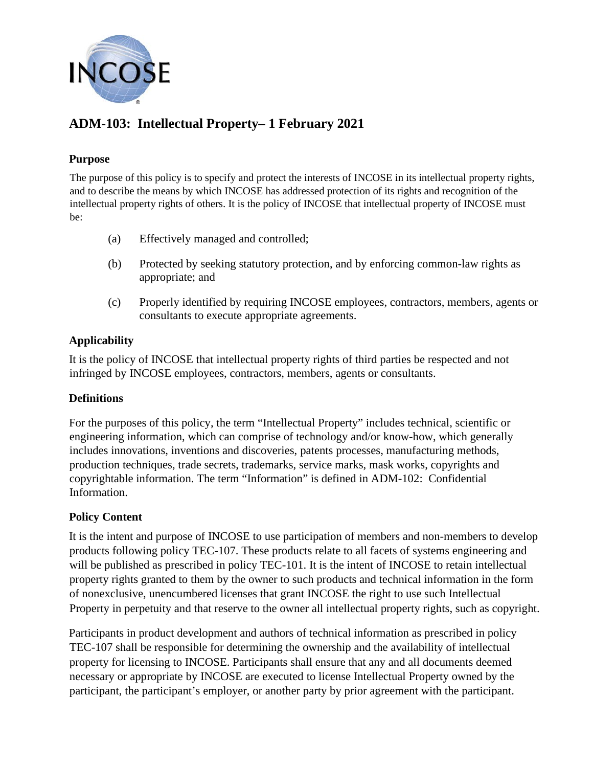# ADM-103: Intellectual Property– 1 February 2021

## Purpose

The purpose of this policy is to specify and protect the interests of INCOSE in its intellectual property rights, and to describe the means by which INCOSE has addressed protection of its rights and recognition of the intellectual property rights of others. It is the policy of INCOSE that intellectual property of INCOSE must be:

(a) Effectively managed and controlled;

(b) Protected by seeking statutory protection, and by enforcing common-law rights as appropriate; and

(c) Properly identified by requiring INCOSE employees, contractors, members, agents or consultants to execute appropriate agreements.

## Applicability

It is the policy of INCOSE that intellectual property rights of third parties be respected and not infringed by INCOSE employees, contractors, members, agents or consultants.

## Definitions

For the purposes of this policy, the term "Intellectual Property" includes technical, scientific or engineering information, which can comprise of technology and/or know-how, which generally includes innovations, inventions and discoveries, patents processes, manufacturing methods, production techniques, trade secrets, trademarks, service marks, mask works, copyrights and copyrightable information. The term "Information" is defined in ADM-102: Confidential Information.

## Policy Content

It is the intent and purpose of INCOSE to use participation of members and non-members to develop products following policy TEC-107. These products relate to all facets of systems engineering and will be published as prescribed in policy TEC-101. It is the intent of INCOSE to retain intellectual property rights granted to them by the owner to such products and technical information in the form of nonexclusive, unencumbered licenses that grant INCOSE the right to use such Intellectual Property in perpetuity and that reserve to the owner all intellectual property rights, such as copyright.

Participants in product development and authors of technical information as prescribed in policy TEC-107 shall be responsible for determining the ownership and the availability of intellectual property for licensing to INCOSE. Participants shall ensure that any and all documents deemed necessary or appropriate by INCOSE are executed to license Intellectual Property owned by the participant, the participant's employer, or another party by prior agreement with the participant.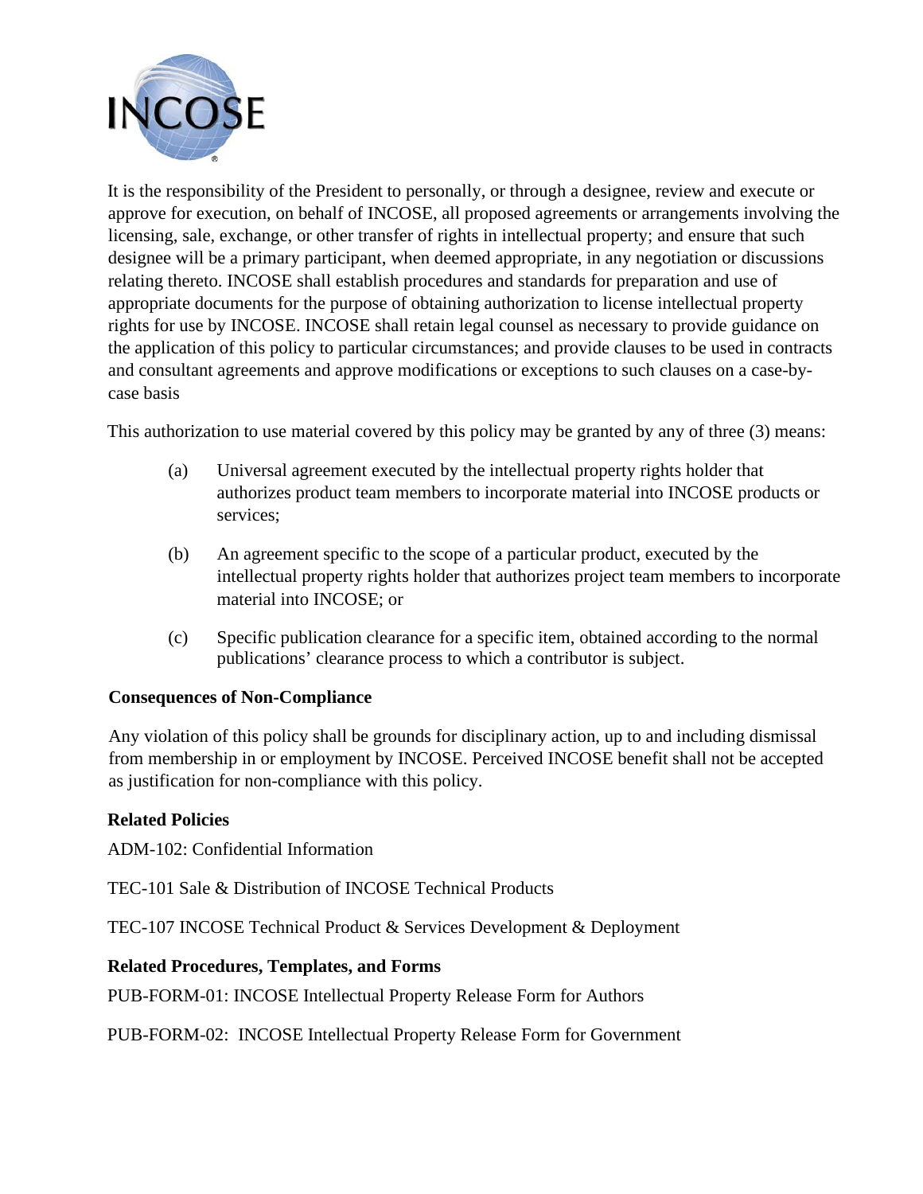It is the responsibility of the President to personally, or through a designee, review and execute or approve for execution, on behalf of INCOSE, all proposed agreements or arrangements involving the licensing, sale, exchange, or other transfer of rights in intellectual property; and ensure that such designee will be a primary participant, when deemed appropriate, in any negotiation or discussions relating thereto. INCOSE shall establish procedures and standards for preparation and use of appropriate documents for the purpose of obtaining authorization to license intellectual property rights for use by INCOSE. INCOSE shall retain legal counsel as necessary to provide guidance on the application of this policy to particular circumstances; and provide clauses to be used in contracts and consultant agreements and approve modifications or exceptions to such clauses on a case-by-case basis

This authorization to use material covered by this policy may be granted by any of three (3) means:

(a) Universal agreement executed by the intellectual property rights holder that authorizes product team members to incorporate material into INCOSE products or services;

(b) An agreement specific to the scope of a particular product, executed by the intellectual property rights holder that authorizes project team members to incorporate material into INCOSE; or

(c) Specific publication clearance for a specific item, obtained according to the normal publications' clearance process to which a contributor is subject.

**Consequences of Non-Compliance**

Any violation of this policy shall be grounds for disciplinary action, up to and including dismissal from membership in or employment by INCOSE. Perceived INCOSE benefit shall not be accepted as justification for non-compliance with this policy.

**Related Policies**

ADM-102: Confidential Information

TEC-101 Sale & Distribution of INCOSE Technical Products

TEC-107 INCOSE Technical Product & Services Development & Deployment

**Related Procedures, Templates, and Forms**

PUB-FORM-01: INCOSE Intellectual Property Release Form for Authors

PUB-FORM-02: INCOSE Intellectual Property Release Form for Government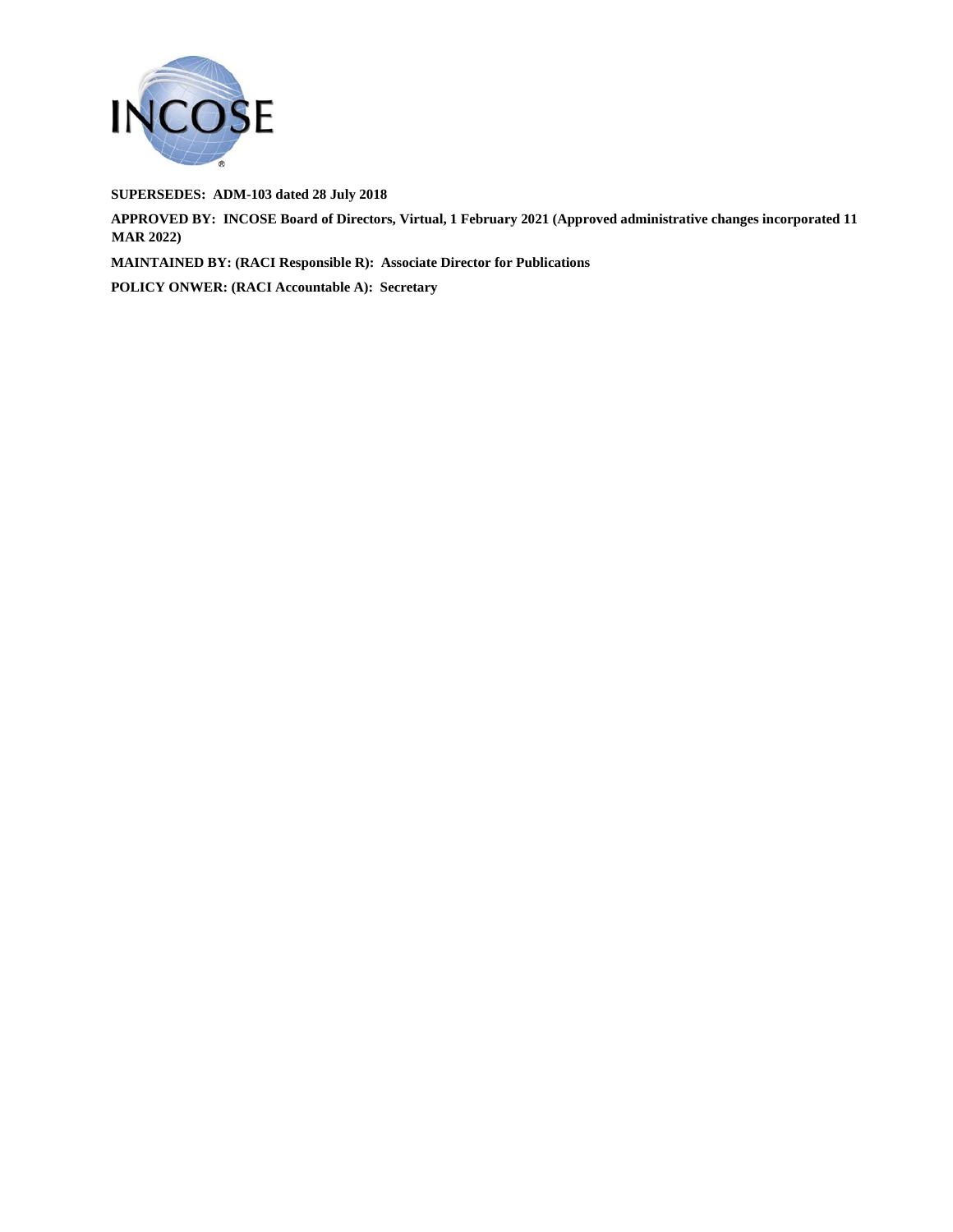**SUPERSEDES: ADM-103 dated 28 July 2018**

**APPROVED BY: INCOSE Board of Directors, Virtual, 1 February 2021 (Approved administrative changes incorporated 11 MAR 2022)**

**MAINTAINED BY: (RACI Responsible R): Associate Director for Publications**

**POLICY ONWER: (RACI Accountable A): Secretary**